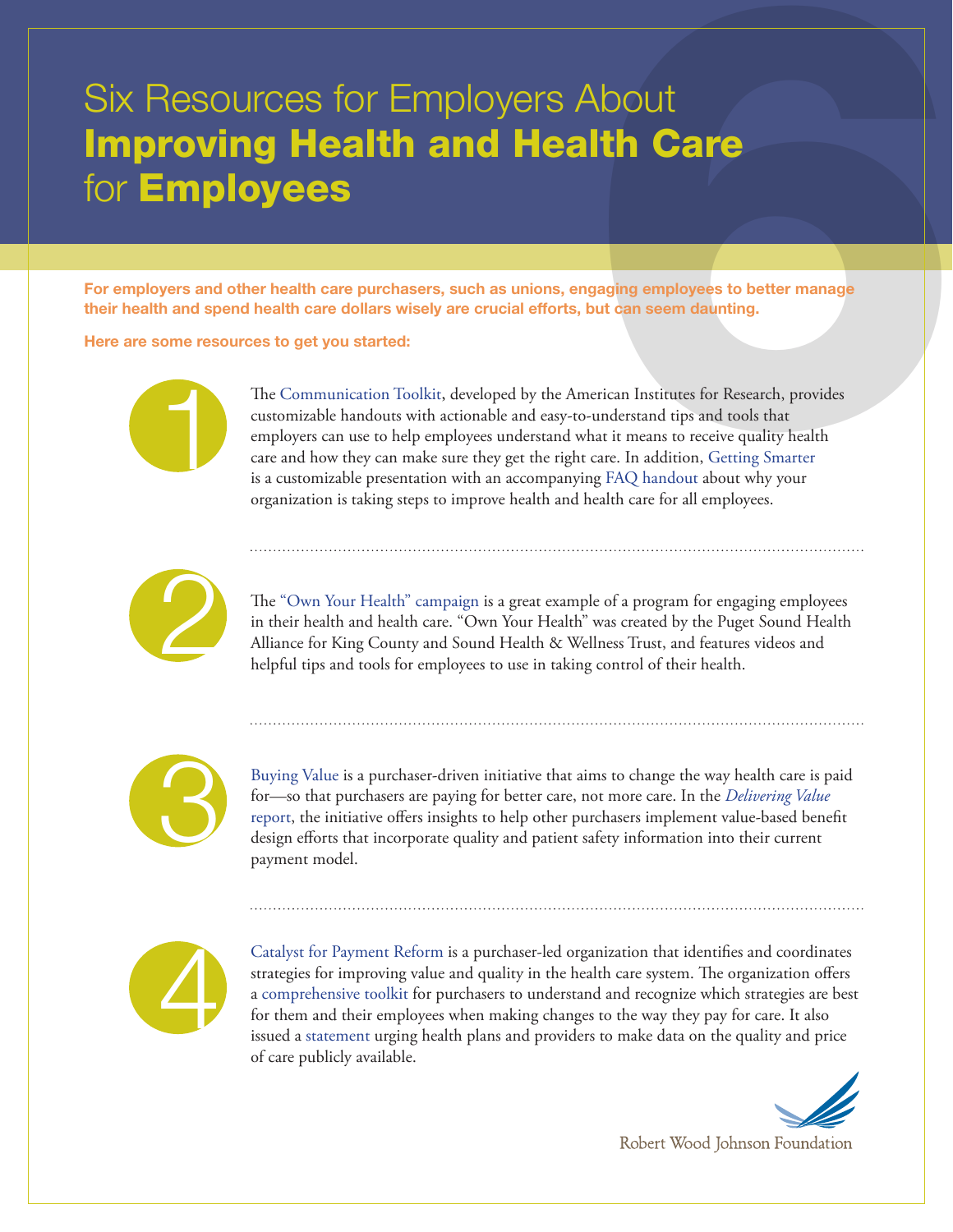# Six Resources for Employers About **Improving Health and Health Care** for **Employees**

**For employers and other health care purchasers, such as unions, engaging employees to better manage their health and spend health care dollars wisely are crucial efforts, but can seem daunting.**

**Here are some resources to get you started:**

1. The Communication Toolkit, developed by the American Institutes for Research, provides customizable handouts with actionable and easy-to-understand tips and tools that employers can use to help employees understand what it means to receive quality health care and how they can make sure they get the right care. In addition, Getting Smarter is a customizable presentation with an accompanying FAQ handout about why your organization is taking steps to improve health and health care for all employees.

2. The "Own Your Health" campaign is a great example of a program for engaging employees in their health and health care. "Own Your Health" was created by the Puget Sound Health Alliance for King County and Sound Health & Wellness Trust, and features videos and helpful tips and tools for employees to use in taking control of their health.

3. Buying Value is a purchaser-driven initiative that aims to change the way health care is paid for—so that purchasers are paying for better care, not more care. In the *Delivering Value* report, the initiative offers insights to help other purchasers implement value-based benefit design efforts that incorporate quality and patient safety information into their current payment model.

4. Catalyst for Payment Reform is a purchaser-led organization that identifies and coordinates strategies for improving value and quality in the health care system. The organization offers a comprehensive toolkit for purchasers to understand and recognize which strategies are best for them and their employees when making changes to the way they pay for care. It also issued a statement urging health plans and providers to make data on the quality and price of care publicly available.

Robert Wood Johnson Foundation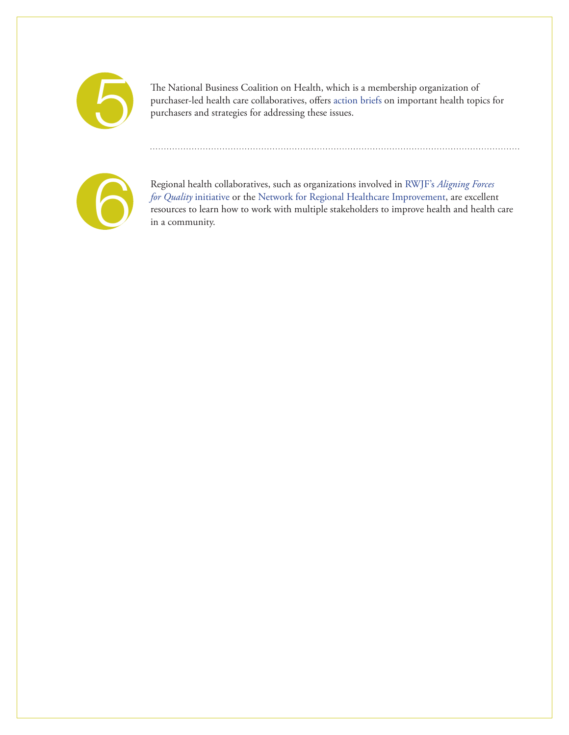5\. The National Business Coalition on Health, which is a membership organization of purchaser-led health care collaboratives, offers action briefs on important health topics for purchasers and strategies for addressing these issues.

---

6\. Regional health collaboratives, such as organizations involved in RWJF's *Aligning Forces for Quality* initiative or the Network for Regional Healthcare Improvement, are excellent resources to learn how to work with multiple stakeholders to improve health and health care in a community.